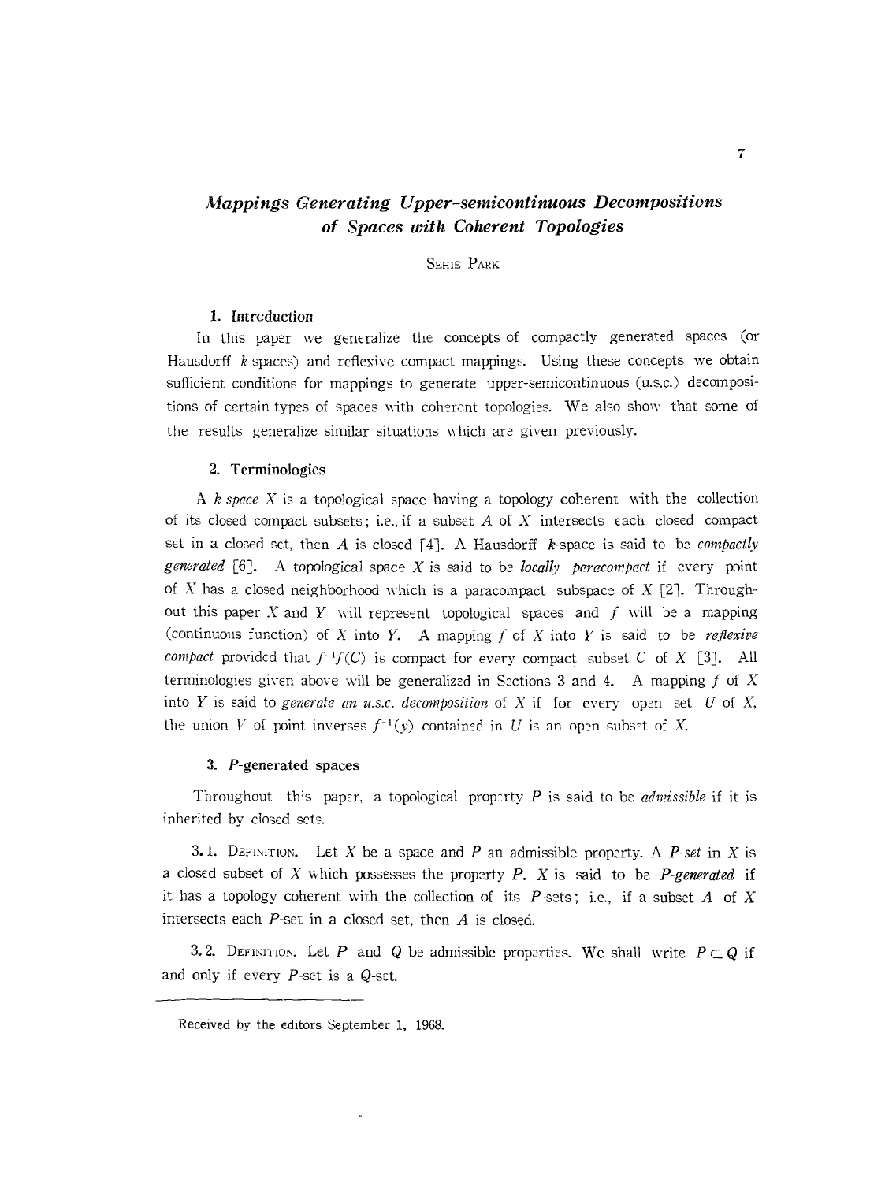# *Mappings Generating Upper-semicontinuous Decompositions of Spaces with Coherent Topologies*

SEHIE PARK

## 1. Introduction

In this paper we generalize the concepts of compactly generated spaces (or Hausdorff $k$-spaces) and reflexive compact mappings. Using these concepts we obtain sufficient conditions for mappings to generate upper-semicontinuous (u.s.c.) decompositions of certain types of spaces with coherent topologies. We also show that some of the results generalize similar situations which are given previously.

## 2. Terminologies

A *$k$-space* $X$ is a topological space having a topology coherent with the collection of its closed compact subsets; i.e., if a subset $A$ of $X$ intersects each closed compact set in a closed set, then $A$ is closed [4]. A Hausdorff $k$-space is said to be *compactly generated* [6]. A topological space $X$ is said to be *locally paracompact* if every point of $X$ has a closed neighborhood which is a paracompact subspace of $X$ [2]. Throughout this paper $X$ and $Y$ will represent topological spaces and $f$ will be a mapping (continuous function) of $X$ into $Y$. A mapping $f$ of $X$ into $Y$ is said to be *reflexive compact* provided that $f^{-1}f(C)$ is compact for every compact subset $C$ of $X$ [3]. All terminologies given above will be generalized in Sections 3 and 4. A mapping $f$ of $X$ into $Y$ is said to *generate an u.s.c. decomposition* of $X$ if for every open set $U$ of $X$, the union $V$ of point inverses $f^{-1}(y)$ contained in $U$ is an open subset of $X$.

## 3. $P$-generated spaces

Throughout this paper, a topological property $P$ is said to be *admissible* if it is inherited by closed sets.

3.1. DEFINITION. Let $X$ be a space and $P$ an admissible property. A *$P$-set* in $X$ is a closed subset of $X$ which possesses the property $P$. $X$ is said to be *$P$-generated* if it has a topology coherent with the collection of its $P$-sets; i.e., if a subset $A$ of $X$ intersects each $P$-set in a closed set, then $A$ is closed.

3.2. DEFINITION. Let $P$ and $Q$ be admissible properties. We shall write $P \subset Q$ if and only if every $P$-set is a $Q$-set.

Received by the editors September 1, 1968.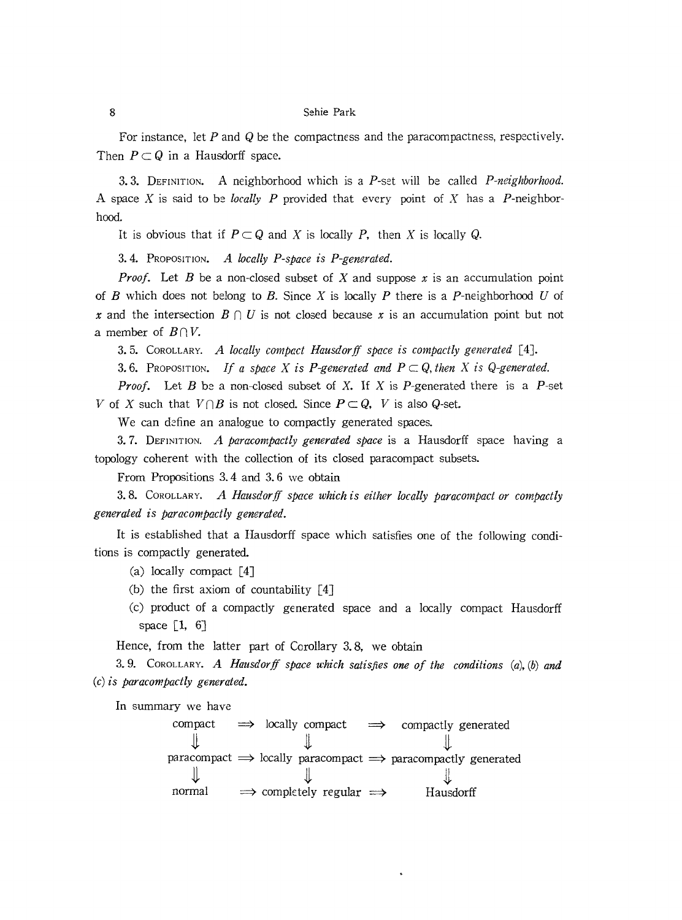For instance, let $P$ and $Q$ be the compactness and the paracompactness, respectively. Then $P \subset Q$ in a Hausdorff space.

3.3. DEFINITION. A neighborhood which is a $P$-set will be called *P-neighborhood.* A space $X$ is said to be *locally P* provided that every point of $X$ has a $P$-neighborhood.

It is obvious that if $P \subset Q$ and $X$ is locally $P$, then $X$ is locally $Q$.

3.4. PROPOSITION. *A locally P-space is P-generated.*

*Proof.* Let $B$ be a non-closed subset of $X$ and suppose $x$ is an accumulation point of $B$ which does not belong to $B$. Since $X$ is locally $P$ there is a $P$-neighborhood $U$ of $x$ and the intersection $B \cap U$ is not closed because $x$ is an accumulation point but not a member of $B \cap V$.

3.5. COROLLARY. *A locally compact Hausdorff space is compactly generated* [4].

3.6. PROPOSITION. *If a space X is P-generated and $P \subset Q$, then X is Q-generated.*

*Proof.* Let $B$ be a non-closed subset of $X$. If $X$ is $P$-generated there is a $P$-set $V$ of $X$ such that $V \cap B$ is not closed. Since $P \subset Q$, $V$ is also $Q$-set.

We can define an analogue to compactly generated spaces.

3.7. DEFINITION. *A paracompactly generated space* is a Hausdorff space having a topology coherent with the collection of its closed paracompact subsets.

From Propositions 3.4 and 3.6 we obtain

3.8. COROLLARY. *A Hausdorff space which is either locally paracompact or compactly generated is paracompactly generated.*

It is established that a Hausdorff space which satisfies one of the following conditions is compactly generated.

(a) locally compact [4]

(b) the first axiom of countability [4]

(c) product of a compactly generated space and a locally compact Hausdorff space [1, 6]

Hence, from the latter part of Corollary 3.8, we obtain

3.9. COROLLARY. *A Hausdorff space which satisfies one of the conditions (a), (b) and (c) is paracompactly generated.*

In summary we have

$$
\begin{array}{ccccc}
\text{compact} & \Longrightarrow & \text{locally compact} & \Longrightarrow & \text{compactly generated} \\
\Downarrow & & \Downarrow & & \Downarrow \\
\text{paracompact} & \Longrightarrow & \text{locally paracompact} & \Longrightarrow & \text{paracompactly generated} \\
\Downarrow & & \Downarrow & & \Downarrow \\
\text{normal} & \Longrightarrow & \text{completely regular} & \Longrightarrow & \text{Hausdorff}
\end{array}
$$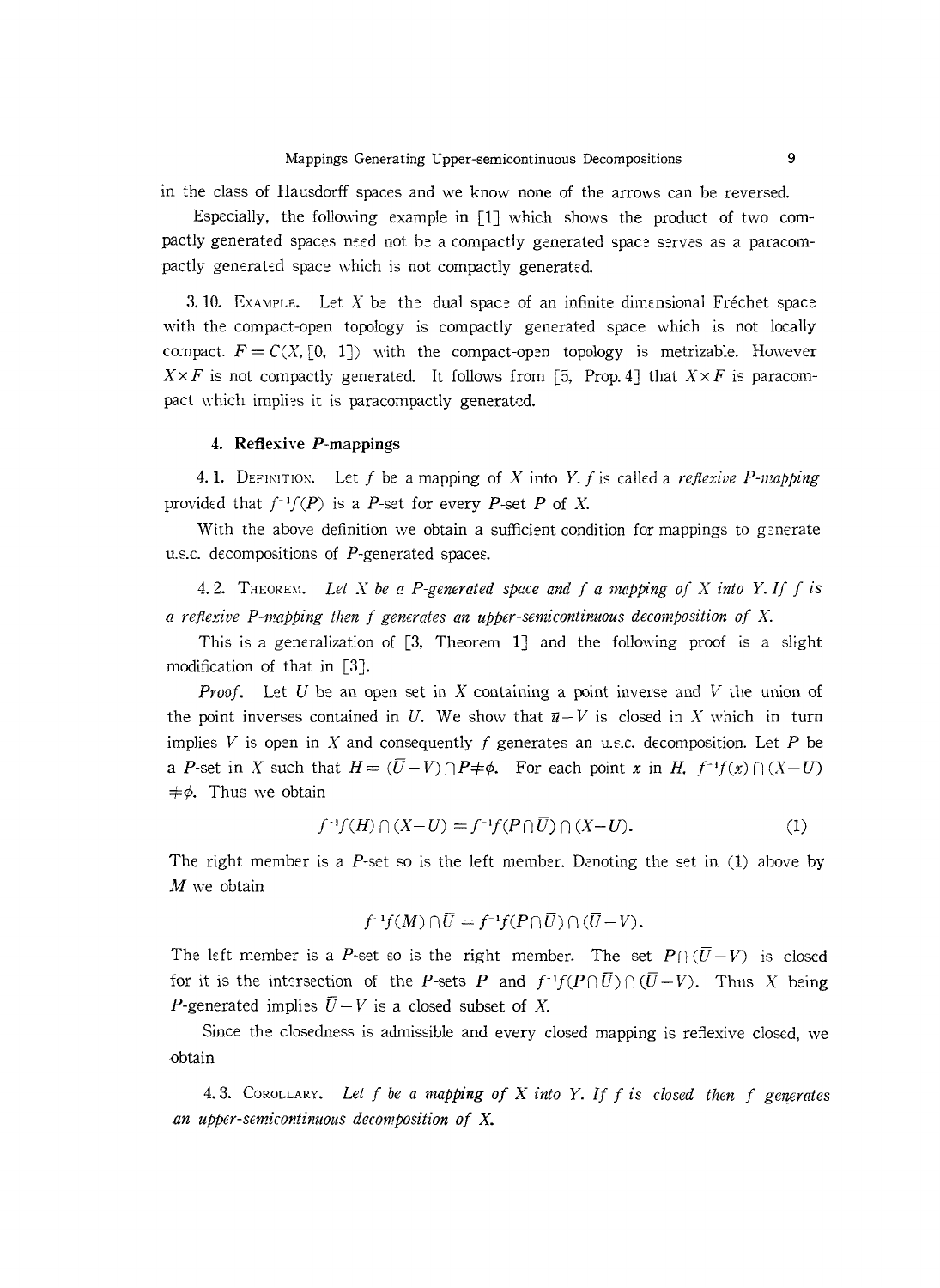in the class of Hausdorff spaces and we know none of the arrows can be reversed.

Especially, the following example in [1] which shows the product of two compactly generated spaces need not be a compactly generated space serves as a paracompactly generated space which is not compactly generated.

3.10. Example. Let $X$ be the dual space of an infinite dimensional Fréchet space with the compact-open topology is compactly generated space which is not locally compact. $F = C(X, [0, 1])$ with the compact-open topology is metrizable. However $X \times F$ is not compactly generated. It follows from [5, Prop. 4] that $X \times F$ is paracompact which implies it is paracompactly generated.

### 4. Reflexive $P$-mappings

4.1. Definition. Let $f$ be a mapping of $X$ into $Y$. $f$ is called a *reflexive $P$-mapping* provided that $f^{-1}f(P)$ is a $P$-set for every $P$-set $P$ of $X$.

With the above definition we obtain a sufficient condition for mappings to generate u.s.c. decompositions of $P$-generated spaces.

4.2. Theorem. *Let $X$ be a $P$-generated space and $f$ a mapping of $X$ into $Y$. If $f$ is a reflexive $P$-mapping then $f$ generates an upper-semicontinuous decomposition of $X$.*

This is a generalization of [3, Theorem 1] and the following proof is a slight modification of that in [3].

*Proof.* Let $U$ be an open set in $X$ containing a point inverse and $V$ the union of the point inverses contained in $U$. We show that $\bar{u} - V$ is closed in $X$ which in turn implies $V$ is open in $X$ and consequently $f$ generates an u.s.c. decomposition. Let $P$ be a $P$-set in $X$ such that $H = (\bar{U} - V) \cap P \neq \phi$. For each point $x$ in $H$, $f^{-1}f(x) \cap (X - U) \neq \phi$. Thus we obtain

$$f^{-1}f(H) \cap (X - U) = f^{-1}f(P \cap \bar{U}) \cap (X - U). \tag{1}$$

The right member is a $P$-set so is the left member. Denoting the set in (1) above by $M$ we obtain

$$f^{-1}f(M) \cap \bar{U} = f^{-1}f(P \cap \bar{U}) \cap (\bar{U} - V).$$

The left member is a $P$-set so is the right member. The set $P \cap (\bar{U} - V)$ is closed for it is the intersection of the $P$-sets $P$ and $f^{-1}f(P \cap \bar{U}) \cap (\bar{U} - V)$. Thus $X$ being $P$-generated implies $\bar{U} - V$ is a closed subset of $X$.

Since the closedness is admissible and every closed mapping is reflexive closed, we obtain

4.3. Corollary. *Let $f$ be a mapping of $X$ into $Y$. If $f$ is closed then $f$ generates an upper-semicontinuous decomposition of $X$.*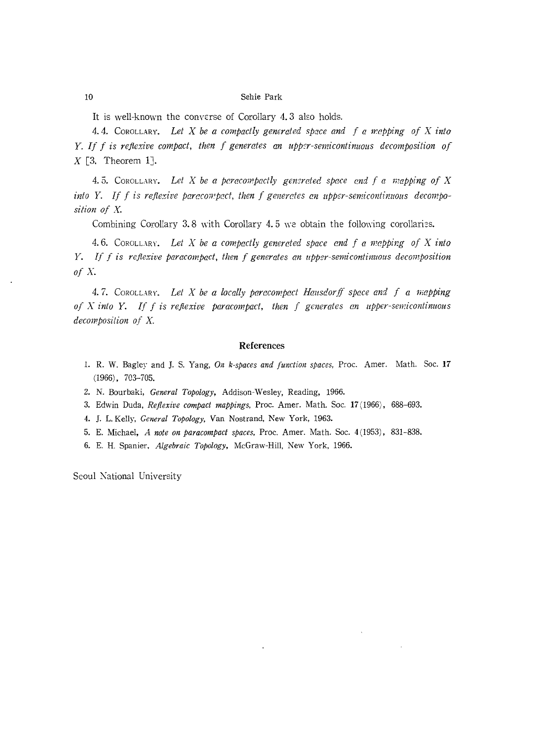It is well-known the converse of Corollary 4.3 also holds.

4.4. COROLLARY. *Let $X$ be a compactly generated space and $f$ a mapping of $X$ into $Y$. If $f$ is reflexive compact, then $f$ generates an upper-semicontinuous decomposition of $X$* [3, Theorem 1].

4.5. COROLLARY. *Let $X$ be a paracompactly generated space and $f$ a mapping of $X$ into $Y$. If $f$ is reflexive paracompact, then $f$ generates an upper-semicontinuous decomposition of $X$.*

Combining Corollary 3.8 with Corollary 4.5 we obtain the following corollaries.

4.6. COROLLARY. *Let $X$ be a compactly generated space and $f$ a mapping of $X$ into $Y$. If $f$ is reflexive paracompact, then $f$ generates an upper-semicontinuous decomposition of $X$.*

4.7. COROLLARY. *Let $X$ be a locally paracompact Hausdorff space and $f$ a mapping of $X$ into $Y$. If $f$ is reflexive paracompact, then $f$ generates an upper-semicontinuous decomposition of $X$.*

## References

1. R. W. Bagley and J. S. Yang, *On k-spaces and function spaces*, Proc. Amer. Math. Soc. **17** (1966), 703–705.
2. N. Bourbaki, *General Topology*, Addison-Wesley, Reading, 1966.
3. Edwin Duda, *Reflexive compact mappings*, Proc. Amer. Math. Soc. **17** (1966), 688–693.
4. J. L. Kelly, *General Topology*, Van Nostrand, New York, 1963.
5. E. Michael, *A note on paracompact spaces*, Proc. Amer. Math. Soc. 4 (1953), 831–838.
6. E. H. Spanier, *Algebraic Topology*, McGraw-Hill, New York, 1966.

Seoul National University